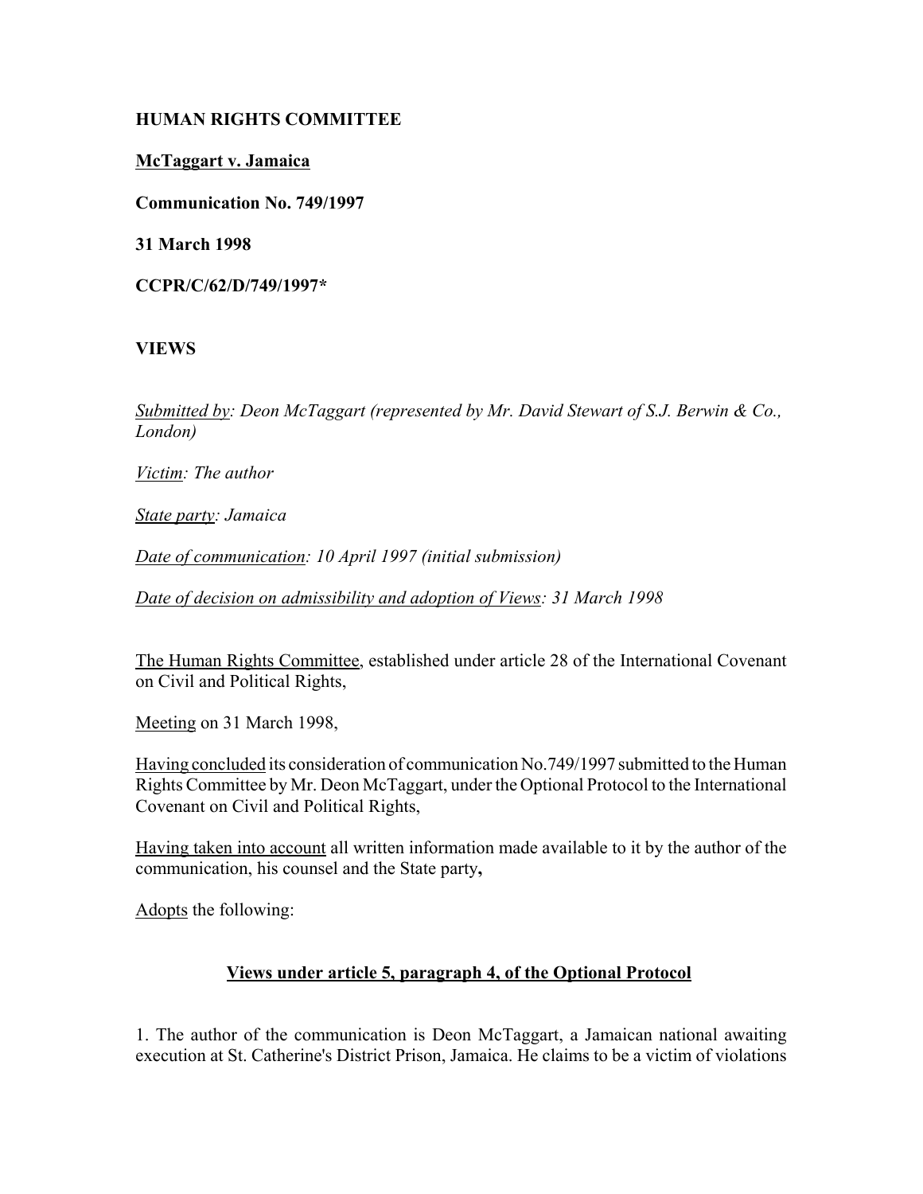**HUMAN RIGHTS COMMITTEE**

**McTaggart v. Jamaica**

**Communication No. 749/1997**

**31 March 1998**

**CCPR/C/62/D/749/1997***

**VIEWS**

*Submitted by: Deon McTaggart (represented by Mr. David Stewart of S.J. Berwin & Co., London)*

*Victim: The author*

*State party: Jamaica*

*Date of communication: 10 April 1997 (initial submission)*

*Date of decision on admissibility and adoption of Views: 31 March 1998*

The Human Rights Committee, established under article 28 of the International Covenant on Civil and Political Rights,

Meeting on 31 March 1998,

Having concluded its consideration of communication No.749/1997 submitted to the Human Rights Committee by Mr. Deon McTaggart, under the Optional Protocol to the International Covenant on Civil and Political Rights,

Having taken into account all written information made available to it by the author of the communication, his counsel and the State party**,**

Adopts the following:

## Views under article 5, paragraph 4, of the Optional Protocol

1. The author of the communication is Deon McTaggart, a Jamaican national awaiting execution at St. Catherine's District Prison, Jamaica. He claims to be a victim of violations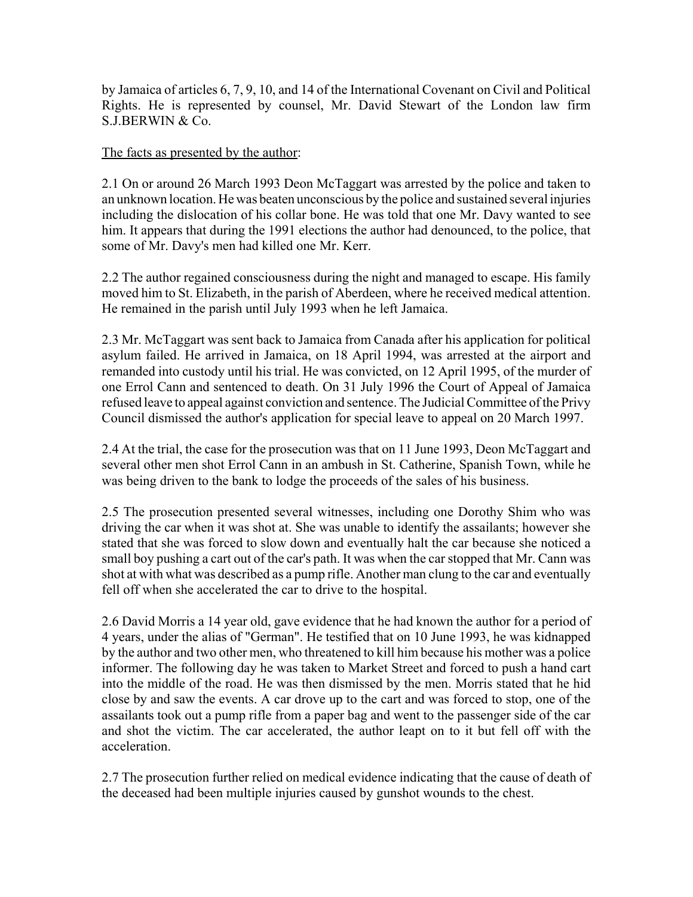by Jamaica of articles 6, 7, 9, 10, and 14 of the International Covenant on Civil and Political Rights. He is represented by counsel, Mr. David Stewart of the London law firm S.J.BERWIN & Co.

The facts as presented by the author:

2.1 On or around 26 March 1993 Deon McTaggart was arrested by the police and taken to an unknown location. He was beaten unconscious by the police and sustained several injuries including the dislocation of his collar bone. He was told that one Mr. Davy wanted to see him. It appears that during the 1991 elections the author had denounced, to the police, that some of Mr. Davy's men had killed one Mr. Kerr.

2.2 The author regained consciousness during the night and managed to escape. His family moved him to St. Elizabeth, in the parish of Aberdeen, where he received medical attention. He remained in the parish until July 1993 when he left Jamaica.

2.3 Mr. McTaggart was sent back to Jamaica from Canada after his application for political asylum failed. He arrived in Jamaica, on 18 April 1994, was arrested at the airport and remanded into custody until his trial. He was convicted, on 12 April 1995, of the murder of one Errol Cann and sentenced to death. On 31 July 1996 the Court of Appeal of Jamaica refused leave to appeal against conviction and sentence. The Judicial Committee of the Privy Council dismissed the author's application for special leave to appeal on 20 March 1997.

2.4 At the trial, the case for the prosecution was that on 11 June 1993, Deon McTaggart and several other men shot Errol Cann in an ambush in St. Catherine, Spanish Town, while he was being driven to the bank to lodge the proceeds of the sales of his business.

2.5 The prosecution presented several witnesses, including one Dorothy Shim who was driving the car when it was shot at. She was unable to identify the assailants; however she stated that she was forced to slow down and eventually halt the car because she noticed a small boy pushing a cart out of the car's path. It was when the car stopped that Mr. Cann was shot at with what was described as a pump rifle. Another man clung to the car and eventually fell off when she accelerated the car to drive to the hospital.

2.6 David Morris a 14 year old, gave evidence that he had known the author for a period of 4 years, under the alias of "German". He testified that on 10 June 1993, he was kidnapped by the author and two other men, who threatened to kill him because his mother was a police informer. The following day he was taken to Market Street and forced to push a hand cart into the middle of the road. He was then dismissed by the men. Morris stated that he hid close by and saw the events. A car drove up to the cart and was forced to stop, one of the assailants took out a pump rifle from a paper bag and went to the passenger side of the car and shot the victim. The car accelerated, the author leapt on to it but fell off with the acceleration.

2.7 The prosecution further relied on medical evidence indicating that the cause of death of the deceased had been multiple injuries caused by gunshot wounds to the chest.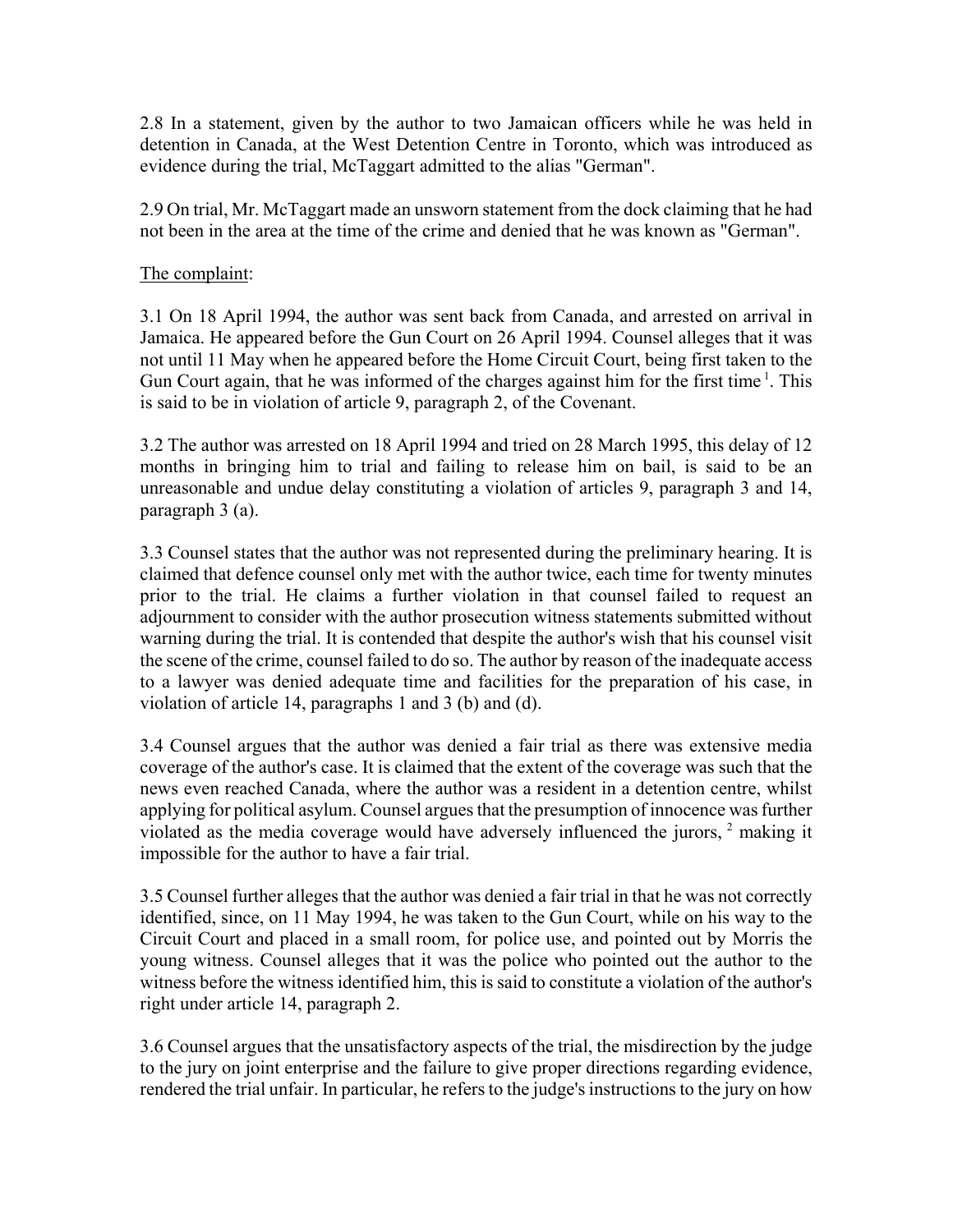2.8 In a statement, given by the author to two Jamaican officers while he was held in detention in Canada, at the West Detention Centre in Toronto, which was introduced as evidence during the trial, McTaggart admitted to the alias "German".

2.9 On trial, Mr. McTaggart made an unsworn statement from the dock claiming that he had not been in the area at the time of the crime and denied that he was known as "German".

The complaint:

3.1 On 18 April 1994, the author was sent back from Canada, and arrested on arrival in Jamaica. He appeared before the Gun Court on 26 April 1994. Counsel alleges that it was not until 11 May when he appeared before the Home Circuit Court, being first taken to the Gun Court again, that he was informed of the charges against him for the first time [1]. This is said to be in violation of article 9, paragraph 2, of the Covenant.

3.2 The author was arrested on 18 April 1994 and tried on 28 March 1995, this delay of 12 months in bringing him to trial and failing to release him on bail, is said to be an unreasonable and undue delay constituting a violation of articles 9, paragraph 3 and 14, paragraph 3 (a).

3.3 Counsel states that the author was not represented during the preliminary hearing. It is claimed that defence counsel only met with the author twice, each time for twenty minutes prior to the trial. He claims a further violation in that counsel failed to request an adjournment to consider with the author prosecution witness statements submitted without warning during the trial. It is contended that despite the author's wish that his counsel visit the scene of the crime, counsel failed to do so. The author by reason of the inadequate access to a lawyer was denied adequate time and facilities for the preparation of his case, in violation of article 14, paragraphs 1 and 3 (b) and (d).

3.4 Counsel argues that the author was denied a fair trial as there was extensive media coverage of the author's case. It is claimed that the extent of the coverage was such that the news even reached Canada, where the author was a resident in a detention centre, whilst applying for political asylum. Counsel argues that the presumption of innocence was further violated as the media coverage would have adversely influenced the jurors, [2] making it impossible for the author to have a fair trial.

3.5 Counsel further alleges that the author was denied a fair trial in that he was not correctly identified, since, on 11 May 1994, he was taken to the Gun Court, while on his way to the Circuit Court and placed in a small room, for police use, and pointed out by Morris the young witness. Counsel alleges that it was the police who pointed out the author to the witness before the witness identified him, this is said to constitute a violation of the author's right under article 14, paragraph 2.

3.6 Counsel argues that the unsatisfactory aspects of the trial, the misdirection by the judge to the jury on joint enterprise and the failure to give proper directions regarding evidence, rendered the trial unfair. In particular, he refers to the judge's instructions to the jury on how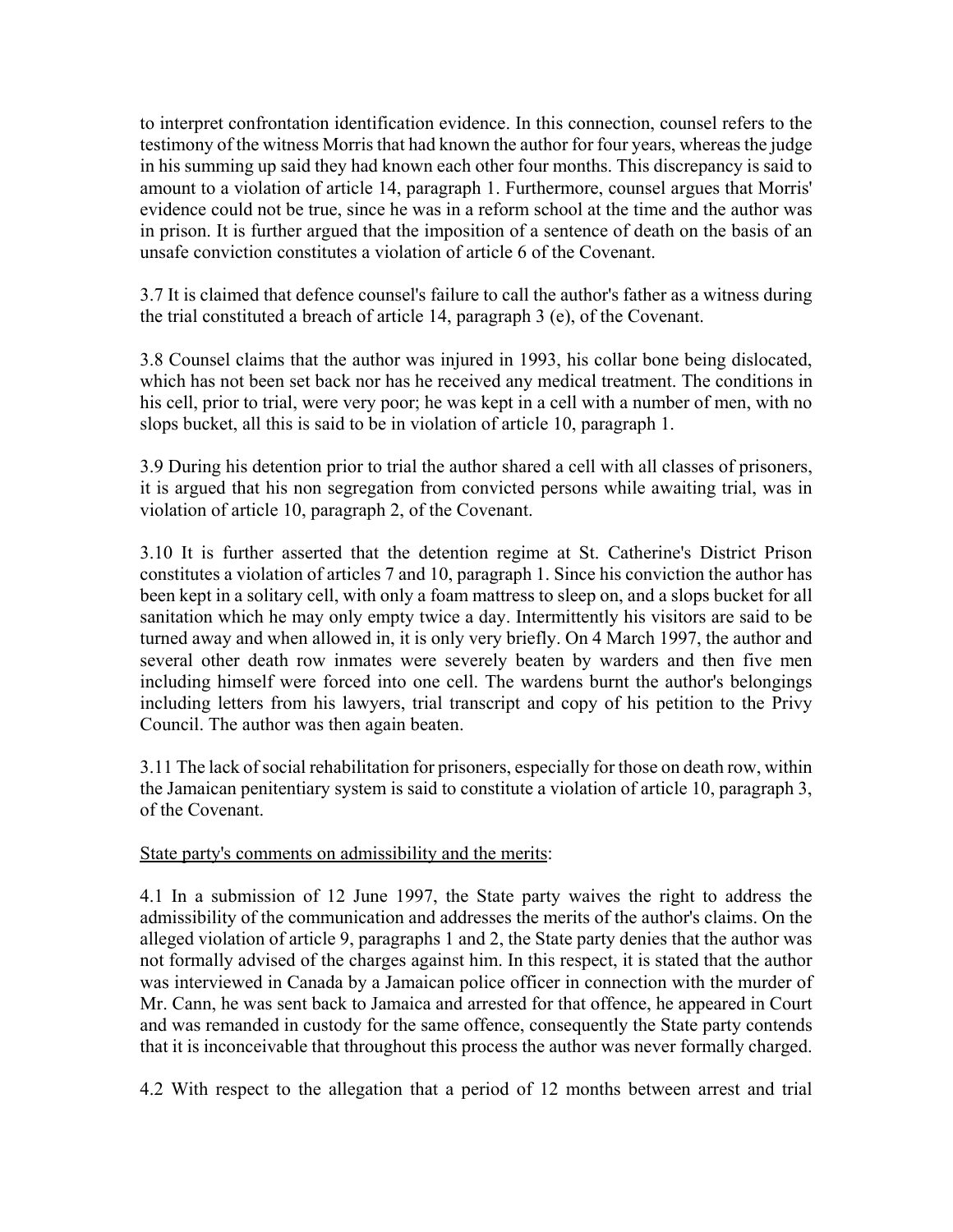to interpret confrontation identification evidence. In this connection, counsel refers to the testimony of the witness Morris that had known the author for four years, whereas the judge in his summing up said they had known each other four months. This discrepancy is said to amount to a violation of article 14, paragraph 1. Furthermore, counsel argues that Morris' evidence could not be true, since he was in a reform school at the time and the author was in prison. It is further argued that the imposition of a sentence of death on the basis of an unsafe conviction constitutes a violation of article 6 of the Covenant.

3.7 It is claimed that defence counsel's failure to call the author's father as a witness during the trial constituted a breach of article 14, paragraph 3 (e), of the Covenant.

3.8 Counsel claims that the author was injured in 1993, his collar bone being dislocated, which has not been set back nor has he received any medical treatment. The conditions in his cell, prior to trial, were very poor; he was kept in a cell with a number of men, with no slops bucket, all this is said to be in violation of article 10, paragraph 1.

3.9 During his detention prior to trial the author shared a cell with all classes of prisoners, it is argued that his non segregation from convicted persons while awaiting trial, was in violation of article 10, paragraph 2, of the Covenant.

3.10 It is further asserted that the detention regime at St. Catherine's District Prison constitutes a violation of articles 7 and 10, paragraph 1. Since his conviction the author has been kept in a solitary cell, with only a foam mattress to sleep on, and a slops bucket for all sanitation which he may only empty twice a day. Intermittently his visitors are said to be turned away and when allowed in, it is only very briefly. On 4 March 1997, the author and several other death row inmates were severely beaten by warders and then five men including himself were forced into one cell. The wardens burnt the author's belongings including letters from his lawyers, trial transcript and copy of his petition to the Privy Council. The author was then again beaten.

3.11 The lack of social rehabilitation for prisoners, especially for those on death row, within the Jamaican penitentiary system is said to constitute a violation of article 10, paragraph 3, of the Covenant.

State party's comments on admissibility and the merits:

4.1 In a submission of 12 June 1997, the State party waives the right to address the admissibility of the communication and addresses the merits of the author's claims. On the alleged violation of article 9, paragraphs 1 and 2, the State party denies that the author was not formally advised of the charges against him. In this respect, it is stated that the author was interviewed in Canada by a Jamaican police officer in connection with the murder of Mr. Cann, he was sent back to Jamaica and arrested for that offence, he appeared in Court and was remanded in custody for the same offence, consequently the State party contends that it is inconceivable that throughout this process the author was never formally charged.

4.2 With respect to the allegation that a period of 12 months between arrest and trial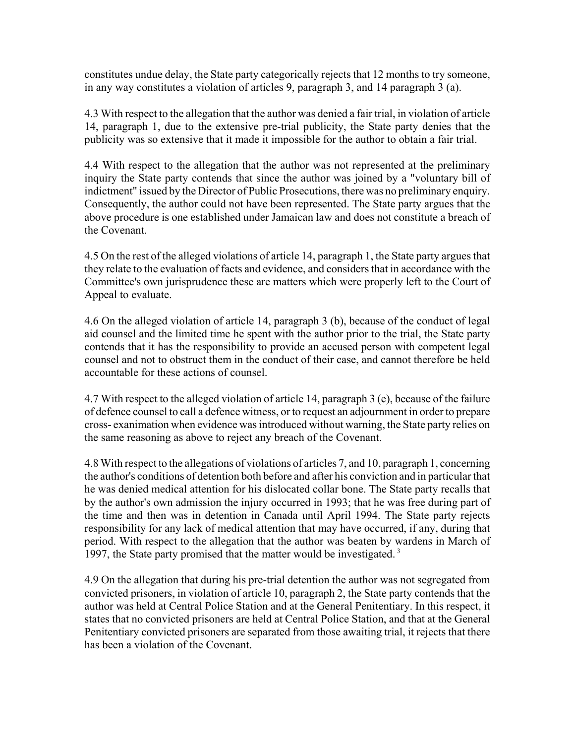constitutes undue delay, the State party categorically rejects that 12 months to try someone, in any way constitutes a violation of articles 9, paragraph 3, and 14 paragraph 3 (a).

4.3 With respect to the allegation that the author was denied a fair trial, in violation of article 14, paragraph 1, due to the extensive pre-trial publicity, the State party denies that the publicity was so extensive that it made it impossible for the author to obtain a fair trial.

4.4 With respect to the allegation that the author was not represented at the preliminary inquiry the State party contends that since the author was joined by a "voluntary bill of indictment" issued by the Director of Public Prosecutions, there was no preliminary enquiry. Consequently, the author could not have been represented. The State party argues that the above procedure is one established under Jamaican law and does not constitute a breach of the Covenant.

4.5 On the rest of the alleged violations of article 14, paragraph 1, the State party argues that they relate to the evaluation of facts and evidence, and considers that in accordance with the Committee's own jurisprudence these are matters which were properly left to the Court of Appeal to evaluate.

4.6 On the alleged violation of article 14, paragraph 3 (b), because of the conduct of legal aid counsel and the limited time he spent with the author prior to the trial, the State party contends that it has the responsibility to provide an accused person with competent legal counsel and not to obstruct them in the conduct of their case, and cannot therefore be held accountable for these actions of counsel.

4.7 With respect to the alleged violation of article 14, paragraph 3 (e), because of the failure of defence counsel to call a defence witness, or to request an adjournment in order to prepare cross- exanimation when evidence was introduced without warning, the State party relies on the same reasoning as above to reject any breach of the Covenant.

4.8 With respect to the allegations of violations of articles 7, and 10, paragraph 1, concerning the author's conditions of detention both before and after his conviction and in particular that he was denied medical attention for his dislocated collar bone. The State party recalls that by the author's own admission the injury occurred in 1993; that he was free during part of the time and then was in detention in Canada until April 1994. The State party rejects responsibility for any lack of medical attention that may have occurred, if any, during that period. With respect to the allegation that the author was beaten by wardens in March of 1997, the State party promised that the matter would be investigated. [3]

4.9 On the allegation that during his pre-trial detention the author was not segregated from convicted prisoners, in violation of article 10, paragraph 2, the State party contends that the author was held at Central Police Station and at the General Penitentiary. In this respect, it states that no convicted prisoners are held at Central Police Station, and that at the General Penitentiary convicted prisoners are separated from those awaiting trial, it rejects that there has been a violation of the Covenant.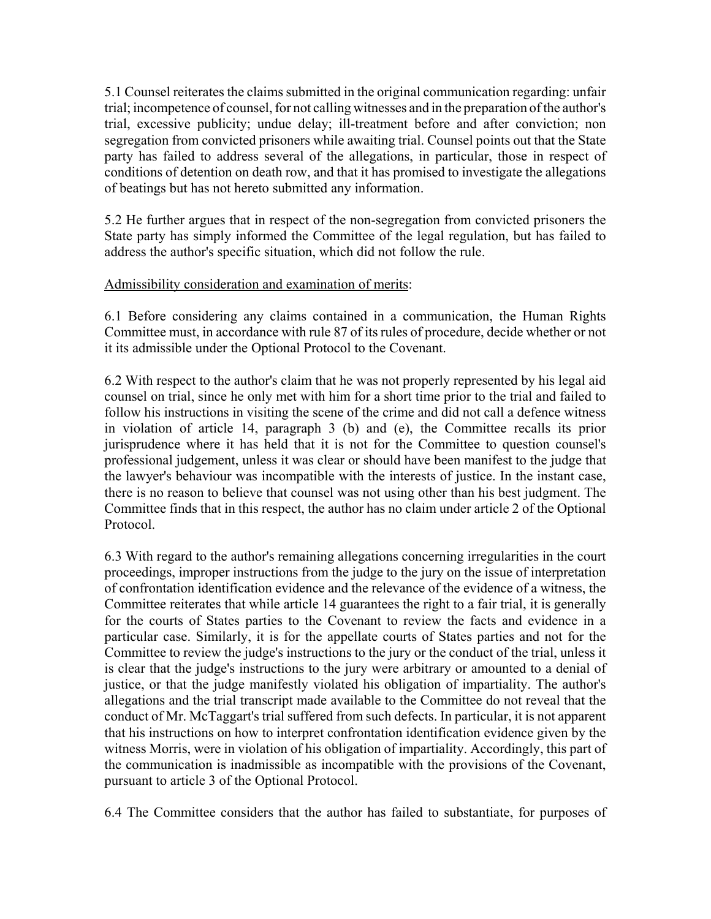5.1 Counsel reiterates the claims submitted in the original communication regarding: unfair trial; incompetence of counsel, for not calling witnesses and in the preparation of the author's trial, excessive publicity; undue delay; ill-treatment before and after conviction; non segregation from convicted prisoners while awaiting trial. Counsel points out that the State party has failed to address several of the allegations, in particular, those in respect of conditions of detention on death row, and that it has promised to investigate the allegations of beatings but has not hereto submitted any information.

5.2 He further argues that in respect of the non-segregation from convicted prisoners the State party has simply informed the Committee of the legal regulation, but has failed to address the author's specific situation, which did not follow the rule.

Admissibility consideration and examination of merits:

6.1 Before considering any claims contained in a communication, the Human Rights Committee must, in accordance with rule 87 of its rules of procedure, decide whether or not it its admissible under the Optional Protocol to the Covenant.

6.2 With respect to the author's claim that he was not properly represented by his legal aid counsel on trial, since he only met with him for a short time prior to the trial and failed to follow his instructions in visiting the scene of the crime and did not call a defence witness in violation of article 14, paragraph 3 (b) and (e), the Committee recalls its prior jurisprudence where it has held that it is not for the Committee to question counsel's professional judgement, unless it was clear or should have been manifest to the judge that the lawyer's behaviour was incompatible with the interests of justice. In the instant case, there is no reason to believe that counsel was not using other than his best judgment. The Committee finds that in this respect, the author has no claim under article 2 of the Optional Protocol.

6.3 With regard to the author's remaining allegations concerning irregularities in the court proceedings, improper instructions from the judge to the jury on the issue of interpretation of confrontation identification evidence and the relevance of the evidence of a witness, the Committee reiterates that while article 14 guarantees the right to a fair trial, it is generally for the courts of States parties to the Covenant to review the facts and evidence in a particular case. Similarly, it is for the appellate courts of States parties and not for the Committee to review the judge's instructions to the jury or the conduct of the trial, unless it is clear that the judge's instructions to the jury were arbitrary or amounted to a denial of justice, or that the judge manifestly violated his obligation of impartiality. The author's allegations and the trial transcript made available to the Committee do not reveal that the conduct of Mr. McTaggart's trial suffered from such defects. In particular, it is not apparent that his instructions on how to interpret confrontation identification evidence given by the witness Morris, were in violation of his obligation of impartiality. Accordingly, this part of the communication is inadmissible as incompatible with the provisions of the Covenant, pursuant to article 3 of the Optional Protocol.

6.4 The Committee considers that the author has failed to substantiate, for purposes of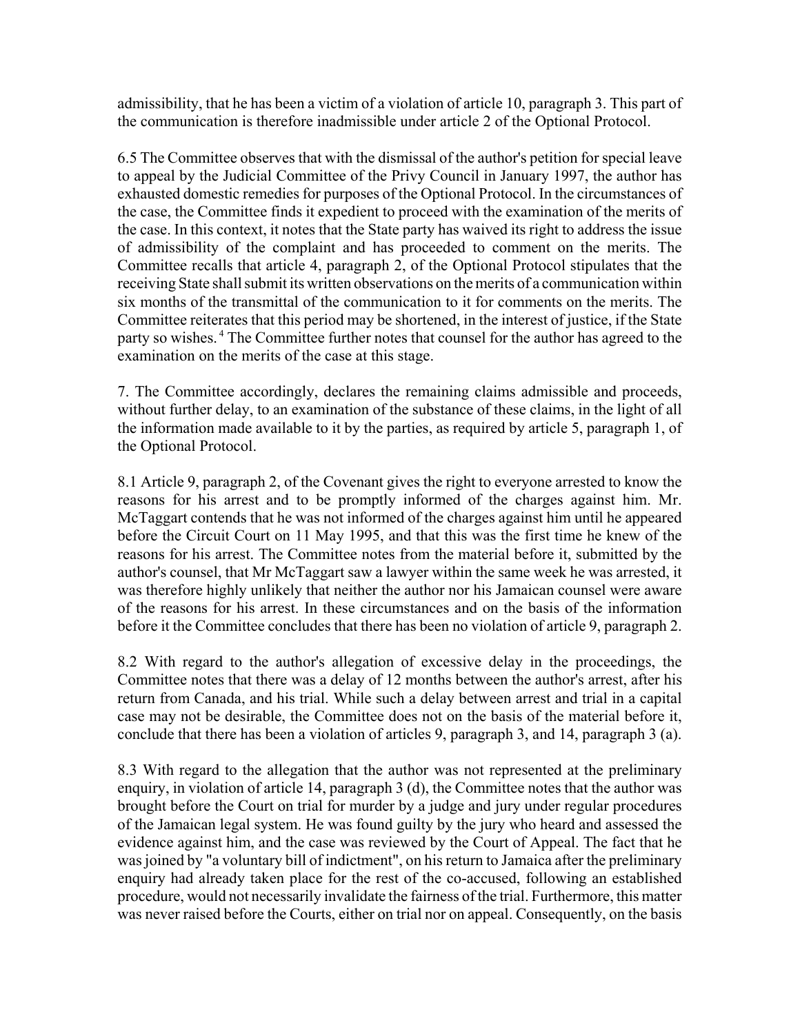admissibility, that he has been a victim of a violation of article 10, paragraph 3. This part of the communication is therefore inadmissible under article 2 of the Optional Protocol.

6.5 The Committee observes that with the dismissal of the author's petition for special leave to appeal by the Judicial Committee of the Privy Council in January 1997, the author has exhausted domestic remedies for purposes of the Optional Protocol. In the circumstances of the case, the Committee finds it expedient to proceed with the examination of the merits of the case. In this context, it notes that the State party has waived its right to address the issue of admissibility of the complaint and has proceeded to comment on the merits. The Committee recalls that article 4, paragraph 2, of the Optional Protocol stipulates that the receiving State shall submit its written observations on the merits of a communication within six months of the transmittal of the communication to it for comments on the merits. The Committee reiterates that this period may be shortened, in the interest of justice, if the State party so wishes.[4] The Committee further notes that counsel for the author has agreed to the examination on the merits of the case at this stage.

7. The Committee accordingly, declares the remaining claims admissible and proceeds, without further delay, to an examination of the substance of these claims, in the light of all the information made available to it by the parties, as required by article 5, paragraph 1, of the Optional Protocol.

8.1 Article 9, paragraph 2, of the Covenant gives the right to everyone arrested to know the reasons for his arrest and to be promptly informed of the charges against him. Mr. McTaggart contends that he was not informed of the charges against him until he appeared before the Circuit Court on 11 May 1995, and that this was the first time he knew of the reasons for his arrest. The Committee notes from the material before it, submitted by the author's counsel, that Mr McTaggart saw a lawyer within the same week he was arrested, it was therefore highly unlikely that neither the author nor his Jamaican counsel were aware of the reasons for his arrest. In these circumstances and on the basis of the information before it the Committee concludes that there has been no violation of article 9, paragraph 2.

8.2 With regard to the author's allegation of excessive delay in the proceedings, the Committee notes that there was a delay of 12 months between the author's arrest, after his return from Canada, and his trial. While such a delay between arrest and trial in a capital case may not be desirable, the Committee does not on the basis of the material before it, conclude that there has been a violation of articles 9, paragraph 3, and 14, paragraph 3 (a).

8.3 With regard to the allegation that the author was not represented at the preliminary enquiry, in violation of article 14, paragraph 3 (d), the Committee notes that the author was brought before the Court on trial for murder by a judge and jury under regular procedures of the Jamaican legal system. He was found guilty by the jury who heard and assessed the evidence against him, and the case was reviewed by the Court of Appeal. The fact that he was joined by "a voluntary bill of indictment", on his return to Jamaica after the preliminary enquiry had already taken place for the rest of the co-accused, following an established procedure, would not necessarily invalidate the fairness of the trial. Furthermore, this matter was never raised before the Courts, either on trial nor on appeal. Consequently, on the basis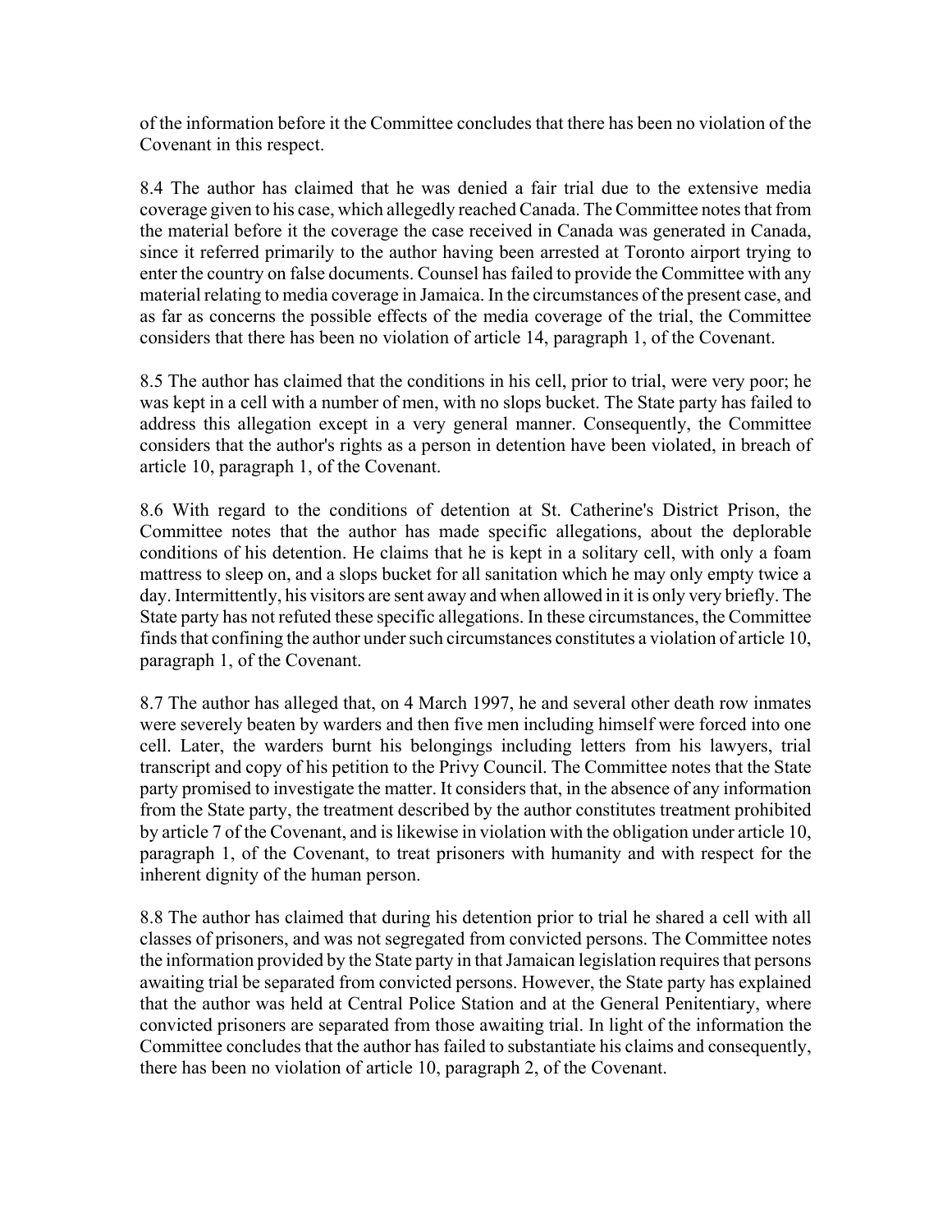of the information before it the Committee concludes that there has been no violation of the Covenant in this respect.

8.4 The author has claimed that he was denied a fair trial due to the extensive media coverage given to his case, which allegedly reached Canada. The Committee notes that from the material before it the coverage the case received in Canada was generated in Canada, since it referred primarily to the author having been arrested at Toronto airport trying to enter the country on false documents. Counsel has failed to provide the Committee with any material relating to media coverage in Jamaica. In the circumstances of the present case, and as far as concerns the possible effects of the media coverage of the trial, the Committee considers that there has been no violation of article 14, paragraph 1, of the Covenant.

8.5 The author has claimed that the conditions in his cell, prior to trial, were very poor; he was kept in a cell with a number of men, with no slops bucket. The State party has failed to address this allegation except in a very general manner. Consequently, the Committee considers that the author's rights as a person in detention have been violated, in breach of article 10, paragraph 1, of the Covenant.

8.6 With regard to the conditions of detention at St. Catherine's District Prison, the Committee notes that the author has made specific allegations, about the deplorable conditions of his detention. He claims that he is kept in a solitary cell, with only a foam mattress to sleep on, and a slops bucket for all sanitation which he may only empty twice a day. Intermittently, his visitors are sent away and when allowed in it is only very briefly. The State party has not refuted these specific allegations. In these circumstances, the Committee finds that confining the author under such circumstances constitutes a violation of article 10, paragraph 1, of the Covenant.

8.7 The author has alleged that, on 4 March 1997, he and several other death row inmates were severely beaten by warders and then five men including himself were forced into one cell. Later, the warders burnt his belongings including letters from his lawyers, trial transcript and copy of his petition to the Privy Council. The Committee notes that the State party promised to investigate the matter. It considers that, in the absence of any information from the State party, the treatment described by the author constitutes treatment prohibited by article 7 of the Covenant, and is likewise in violation with the obligation under article 10, paragraph 1, of the Covenant, to treat prisoners with humanity and with respect for the inherent dignity of the human person.

8.8 The author has claimed that during his detention prior to trial he shared a cell with all classes of prisoners, and was not segregated from convicted persons. The Committee notes the information provided by the State party in that Jamaican legislation requires that persons awaiting trial be separated from convicted persons. However, the State party has explained that the author was held at Central Police Station and at the General Penitentiary, where convicted prisoners are separated from those awaiting trial. In light of the information the Committee concludes that the author has failed to substantiate his claims and consequently, there has been no violation of article 10, paragraph 2, of the Covenant.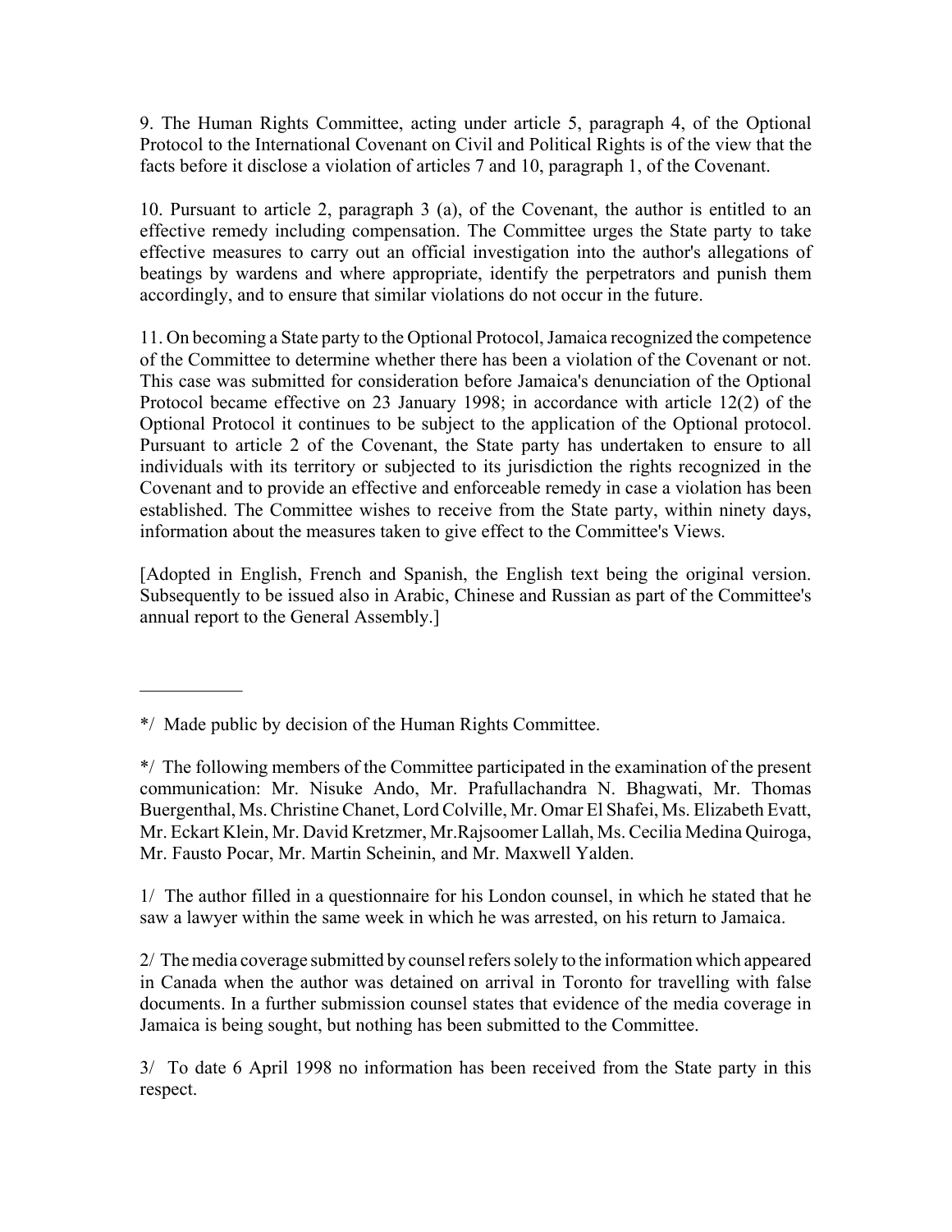9. The Human Rights Committee, acting under article 5, paragraph 4, of the Optional Protocol to the International Covenant on Civil and Political Rights is of the view that the facts before it disclose a violation of articles 7 and 10, paragraph 1, of the Covenant.

10. Pursuant to article 2, paragraph 3 (a), of the Covenant, the author is entitled to an effective remedy including compensation. The Committee urges the State party to take effective measures to carry out an official investigation into the author's allegations of beatings by wardens and where appropriate, identify the perpetrators and punish them accordingly, and to ensure that similar violations do not occur in the future.

11. On becoming a State party to the Optional Protocol, Jamaica recognized the competence of the Committee to determine whether there has been a violation of the Covenant or not. This case was submitted for consideration before Jamaica's denunciation of the Optional Protocol became effective on 23 January 1998; in accordance with article 12(2) of the Optional Protocol it continues to be subject to the application of the Optional protocol. Pursuant to article 2 of the Covenant, the State party has undertaken to ensure to all individuals with its territory or subjected to its jurisdiction the rights recognized in the Covenant and to provide an effective and enforceable remedy in case a violation has been established. The Committee wishes to receive from the State party, within ninety days, information about the measures taken to give effect to the Committee's Views.

[Adopted in English, French and Spanish, the English text being the original version. Subsequently to be issued also in Arabic, Chinese and Russian as part of the Committee's annual report to the General Assembly.]

___________

*/ Made public by decision of the Human Rights Committee.

*/ The following members of the Committee participated in the examination of the present communication: Mr. Nisuke Ando, Mr. Prafullachandra N. Bhagwati, Mr. Thomas Buergenthal, Ms. Christine Chanet, Lord Colville, Mr. Omar El Shafei, Ms. Elizabeth Evatt, Mr. Eckart Klein, Mr. David Kretzmer, Mr.Rajsoomer Lallah, Ms. Cecilia Medina Quiroga, Mr. Fausto Pocar, Mr. Martin Scheinin, and Mr. Maxwell Yalden.

1/ The author filled in a questionnaire for his London counsel, in which he stated that he saw a lawyer within the same week in which he was arrested, on his return to Jamaica.

2/ The media coverage submitted by counsel refers solely to the information which appeared in Canada when the author was detained on arrival in Toronto for travelling with false documents. In a further submission counsel states that evidence of the media coverage in Jamaica is being sought, but nothing has been submitted to the Committee.

3/ To date 6 April 1998 no information has been received from the State party in this respect.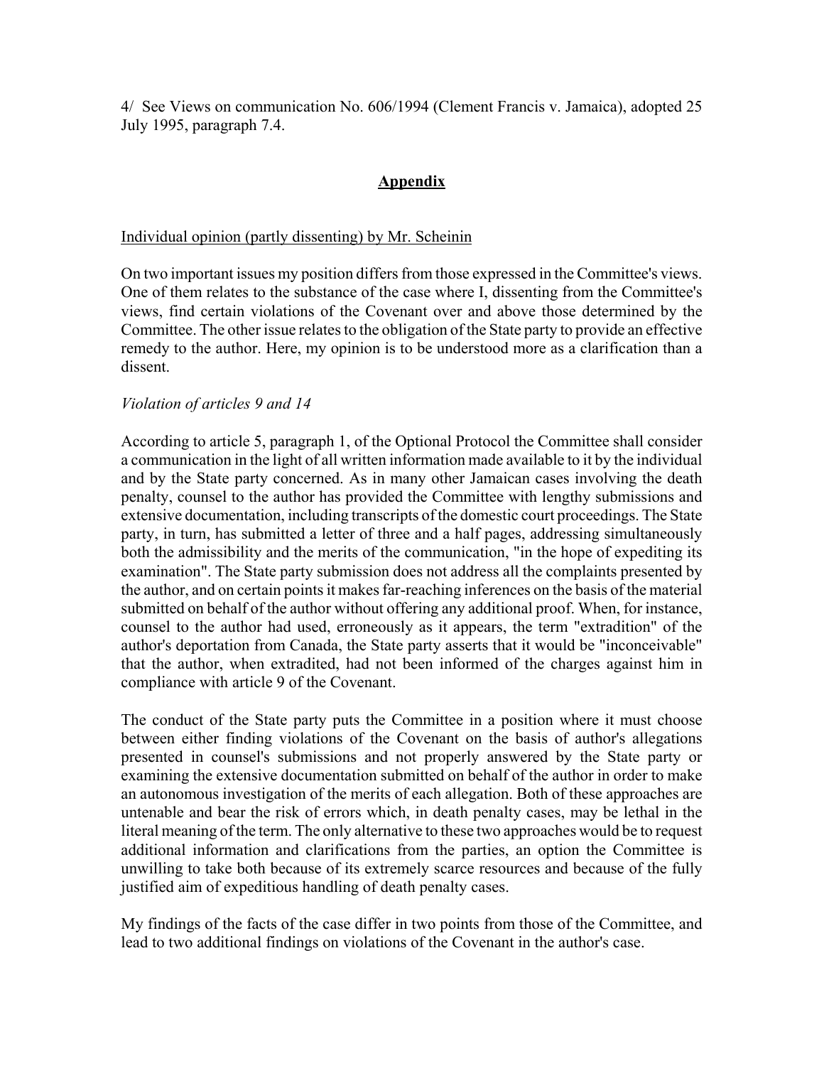4/ See Views on communication No. 606/1994 (Clement Francis v. Jamaica), adopted 25 July 1995, paragraph 7.4.

## Appendix

Individual opinion (partly dissenting) by Mr. Scheinin

On two important issues my position differs from those expressed in the Committee's views. One of them relates to the substance of the case where I, dissenting from the Committee's views, find certain violations of the Covenant over and above those determined by the Committee. The other issue relates to the obligation of the State party to provide an effective remedy to the author. Here, my opinion is to be understood more as a clarification than a dissent.

*Violation of articles 9 and 14*

According to article 5, paragraph 1, of the Optional Protocol the Committee shall consider a communication in the light of all written information made available to it by the individual and by the State party concerned. As in many other Jamaican cases involving the death penalty, counsel to the author has provided the Committee with lengthy submissions and extensive documentation, including transcripts of the domestic court proceedings. The State party, in turn, has submitted a letter of three and a half pages, addressing simultaneously both the admissibility and the merits of the communication, "in the hope of expediting its examination". The State party submission does not address all the complaints presented by the author, and on certain points it makes far-reaching inferences on the basis of the material submitted on behalf of the author without offering any additional proof. When, for instance, counsel to the author had used, erroneously as it appears, the term "extradition" of the author's deportation from Canada, the State party asserts that it would be "inconceivable" that the author, when extradited, had not been informed of the charges against him in compliance with article 9 of the Covenant.

The conduct of the State party puts the Committee in a position where it must choose between either finding violations of the Covenant on the basis of author's allegations presented in counsel's submissions and not properly answered by the State party or examining the extensive documentation submitted on behalf of the author in order to make an autonomous investigation of the merits of each allegation. Both of these approaches are untenable and bear the risk of errors which, in death penalty cases, may be lethal in the literal meaning of the term. The only alternative to these two approaches would be to request additional information and clarifications from the parties, an option the Committee is unwilling to take both because of its extremely scarce resources and because of the fully justified aim of expeditious handling of death penalty cases.

My findings of the facts of the case differ in two points from those of the Committee, and lead to two additional findings on violations of the Covenant in the author's case.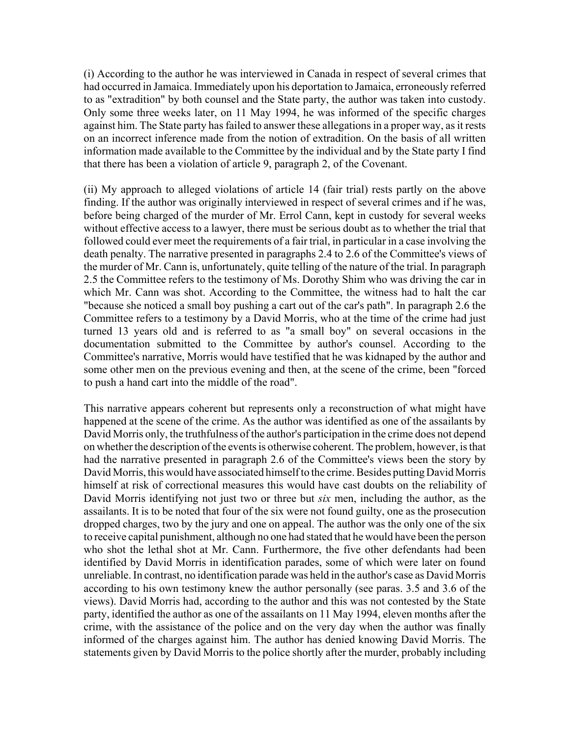(i) According to the author he was interviewed in Canada in respect of several crimes that had occurred in Jamaica. Immediately upon his deportation to Jamaica, erroneously referred to as "extradition" by both counsel and the State party, the author was taken into custody. Only some three weeks later, on 11 May 1994, he was informed of the specific charges against him. The State party has failed to answer these allegations in a proper way, as it rests on an incorrect inference made from the notion of extradition. On the basis of all written information made available to the Committee by the individual and by the State party I find that there has been a violation of article 9, paragraph 2, of the Covenant.

(ii) My approach to alleged violations of article 14 (fair trial) rests partly on the above finding. If the author was originally interviewed in respect of several crimes and if he was, before being charged of the murder of Mr. Errol Cann, kept in custody for several weeks without effective access to a lawyer, there must be serious doubt as to whether the trial that followed could ever meet the requirements of a fair trial, in particular in a case involving the death penalty. The narrative presented in paragraphs 2.4 to 2.6 of the Committee's views of the murder of Mr. Cann is, unfortunately, quite telling of the nature of the trial. In paragraph 2.5 the Committee refers to the testimony of Ms. Dorothy Shim who was driving the car in which Mr. Cann was shot. According to the Committee, the witness had to halt the car "because she noticed a small boy pushing a cart out of the car's path". In paragraph 2.6 the Committee refers to a testimony by a David Morris, who at the time of the crime had just turned 13 years old and is referred to as "a small boy" on several occasions in the documentation submitted to the Committee by author's counsel. According to the Committee's narrative, Morris would have testified that he was kidnaped by the author and some other men on the previous evening and then, at the scene of the crime, been "forced to push a hand cart into the middle of the road".

This narrative appears coherent but represents only a reconstruction of what might have happened at the scene of the crime. As the author was identified as one of the assailants by David Morris only, the truthfulness of the author's participation in the crime does not depend on whether the description of the events is otherwise coherent. The problem, however, is that had the narrative presented in paragraph 2.6 of the Committee's views been the story by David Morris, this would have associated himself to the crime. Besides putting David Morris himself at risk of correctional measures this would have cast doubts on the reliability of David Morris identifying not just two or three but *six* men, including the author, as the assailants. It is to be noted that four of the six were not found guilty, one as the prosecution dropped charges, two by the jury and one on appeal. The author was the only one of the six to receive capital punishment, although no one had stated that he would have been the person who shot the lethal shot at Mr. Cann. Furthermore, the five other defendants had been identified by David Morris in identification parades, some of which were later on found unreliable. In contrast, no identification parade was held in the author's case as David Morris according to his own testimony knew the author personally (see paras. 3.5 and 3.6 of the views). David Morris had, according to the author and this was not contested by the State party, identified the author as one of the assailants on 11 May 1994, eleven months after the crime, with the assistance of the police and on the very day when the author was finally informed of the charges against him. The author has denied knowing David Morris. The statements given by David Morris to the police shortly after the murder, probably including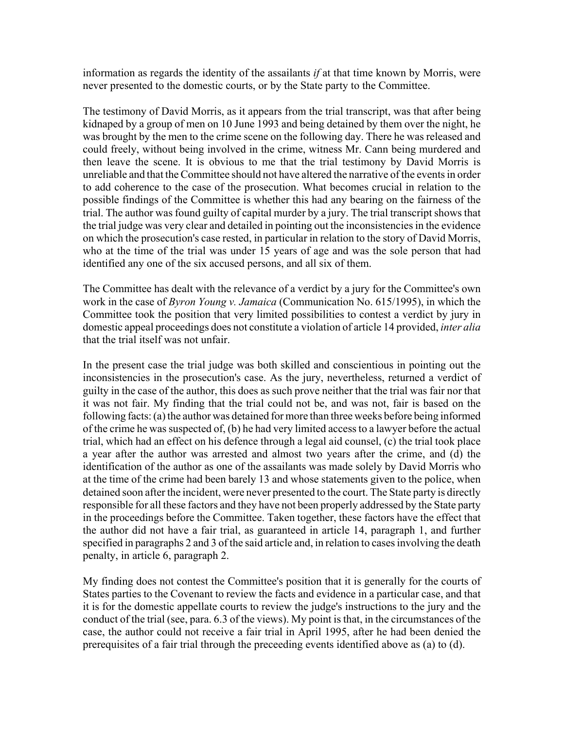information as regards the identity of the assailants *if* at that time known by Morris, were never presented to the domestic courts, or by the State party to the Committee.

The testimony of David Morris, as it appears from the trial transcript, was that after being kidnaped by a group of men on 10 June 1993 and being detained by them over the night, he was brought by the men to the crime scene on the following day. There he was released and could freely, without being involved in the crime, witness Mr. Cann being murdered and then leave the scene. It is obvious to me that the trial testimony by David Morris is unreliable and that the Committee should not have altered the narrative of the events in order to add coherence to the case of the prosecution. What becomes crucial in relation to the possible findings of the Committee is whether this had any bearing on the fairness of the trial. The author was found guilty of capital murder by a jury. The trial transcript shows that the trial judge was very clear and detailed in pointing out the inconsistencies in the evidence on which the prosecution's case rested, in particular in relation to the story of David Morris, who at the time of the trial was under 15 years of age and was the sole person that had identified any one of the six accused persons, and all six of them.

The Committee has dealt with the relevance of a verdict by a jury for the Committee's own work in the case of *Byron Young v. Jamaica* (Communication No. 615/1995), in which the Committee took the position that very limited possibilities to contest a verdict by jury in domestic appeal proceedings does not constitute a violation of article 14 provided, *inter alia* that the trial itself was not unfair.

In the present case the trial judge was both skilled and conscientious in pointing out the inconsistencies in the prosecution's case. As the jury, nevertheless, returned a verdict of guilty in the case of the author, this does as such prove neither that the trial was fair nor that it was not fair. My finding that the trial could not be, and was not, fair is based on the following facts: (a) the author was detained for more than three weeks before being informed of the crime he was suspected of, (b) he had very limited access to a lawyer before the actual trial, which had an effect on his defence through a legal aid counsel, (c) the trial took place a year after the author was arrested and almost two years after the crime, and (d) the identification of the author as one of the assailants was made solely by David Morris who at the time of the crime had been barely 13 and whose statements given to the police, when detained soon after the incident, were never presented to the court. The State party is directly responsible for all these factors and they have not been properly addressed by the State party in the proceedings before the Committee. Taken together, these factors have the effect that the author did not have a fair trial, as guaranteed in article 14, paragraph 1, and further specified in paragraphs 2 and 3 of the said article and, in relation to cases involving the death penalty, in article 6, paragraph 2.

My finding does not contest the Committee's position that it is generally for the courts of States parties to the Covenant to review the facts and evidence in a particular case, and that it is for the domestic appellate courts to review the judge's instructions to the jury and the conduct of the trial (see, para. 6.3 of the views). My point is that, in the circumstances of the case, the author could not receive a fair trial in April 1995, after he had been denied the prerequisites of a fair trial through the preceeding events identified above as (a) to (d).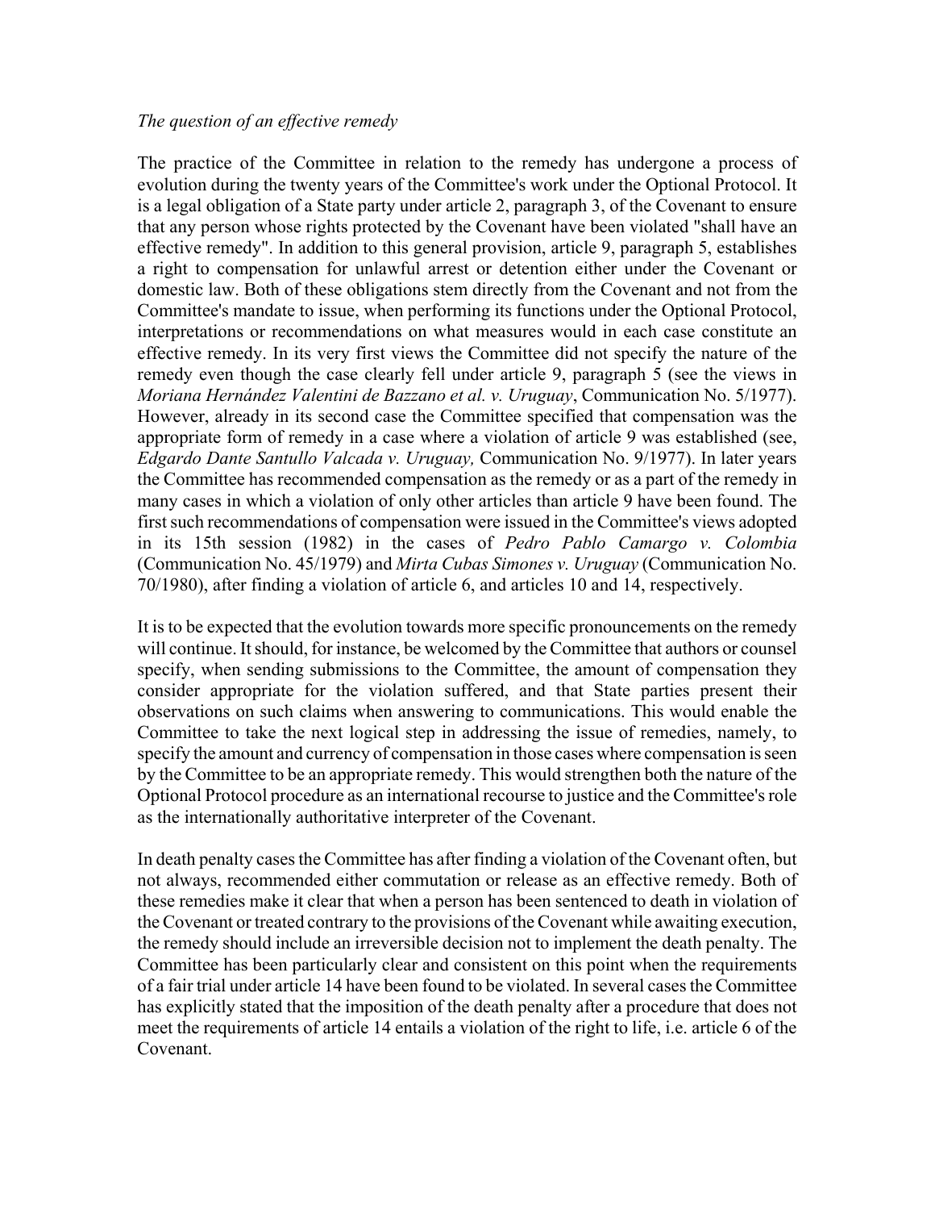*The question of an effective remedy*

The practice of the Committee in relation to the remedy has undergone a process of evolution during the twenty years of the Committee's work under the Optional Protocol. It is a legal obligation of a State party under article 2, paragraph 3, of the Covenant to ensure that any person whose rights protected by the Covenant have been violated "shall have an effective remedy". In addition to this general provision, article 9, paragraph 5, establishes a right to compensation for unlawful arrest or detention either under the Covenant or domestic law. Both of these obligations stem directly from the Covenant and not from the Committee's mandate to issue, when performing its functions under the Optional Protocol, interpretations or recommendations on what measures would in each case constitute an effective remedy. In its very first views the Committee did not specify the nature of the remedy even though the case clearly fell under article 9, paragraph 5 (see the views in *Moriana Hernández Valentini de Bazzano et al. v. Uruguay*, Communication No. 5/1977). However, already in its second case the Committee specified that compensation was the appropriate form of remedy in a case where a violation of article 9 was established (see, *Edgardo Dante Santullo Valcada v. Uruguay,* Communication No. 9/1977). In later years the Committee has recommended compensation as the remedy or as a part of the remedy in many cases in which a violation of only other articles than article 9 have been found. The first such recommendations of compensation were issued in the Committee's views adopted in its 15th session (1982) in the cases of *Pedro Pablo Camargo v. Colombia* (Communication No. 45/1979) and *Mirta Cubas Simones v. Uruguay* (Communication No. 70/1980), after finding a violation of article 6, and articles 10 and 14, respectively.

It is to be expected that the evolution towards more specific pronouncements on the remedy will continue. It should, for instance, be welcomed by the Committee that authors or counsel specify, when sending submissions to the Committee, the amount of compensation they consider appropriate for the violation suffered, and that State parties present their observations on such claims when answering to communications. This would enable the Committee to take the next logical step in addressing the issue of remedies, namely, to specify the amount and currency of compensation in those cases where compensation is seen by the Committee to be an appropriate remedy. This would strengthen both the nature of the Optional Protocol procedure as an international recourse to justice and the Committee's role as the internationally authoritative interpreter of the Covenant.

In death penalty cases the Committee has after finding a violation of the Covenant often, but not always, recommended either commutation or release as an effective remedy. Both of these remedies make it clear that when a person has been sentenced to death in violation of the Covenant or treated contrary to the provisions of the Covenant while awaiting execution, the remedy should include an irreversible decision not to implement the death penalty. The Committee has been particularly clear and consistent on this point when the requirements of a fair trial under article 14 have been found to be violated. In several cases the Committee has explicitly stated that the imposition of the death penalty after a procedure that does not meet the requirements of article 14 entails a violation of the right to life, i.e. article 6 of the Covenant.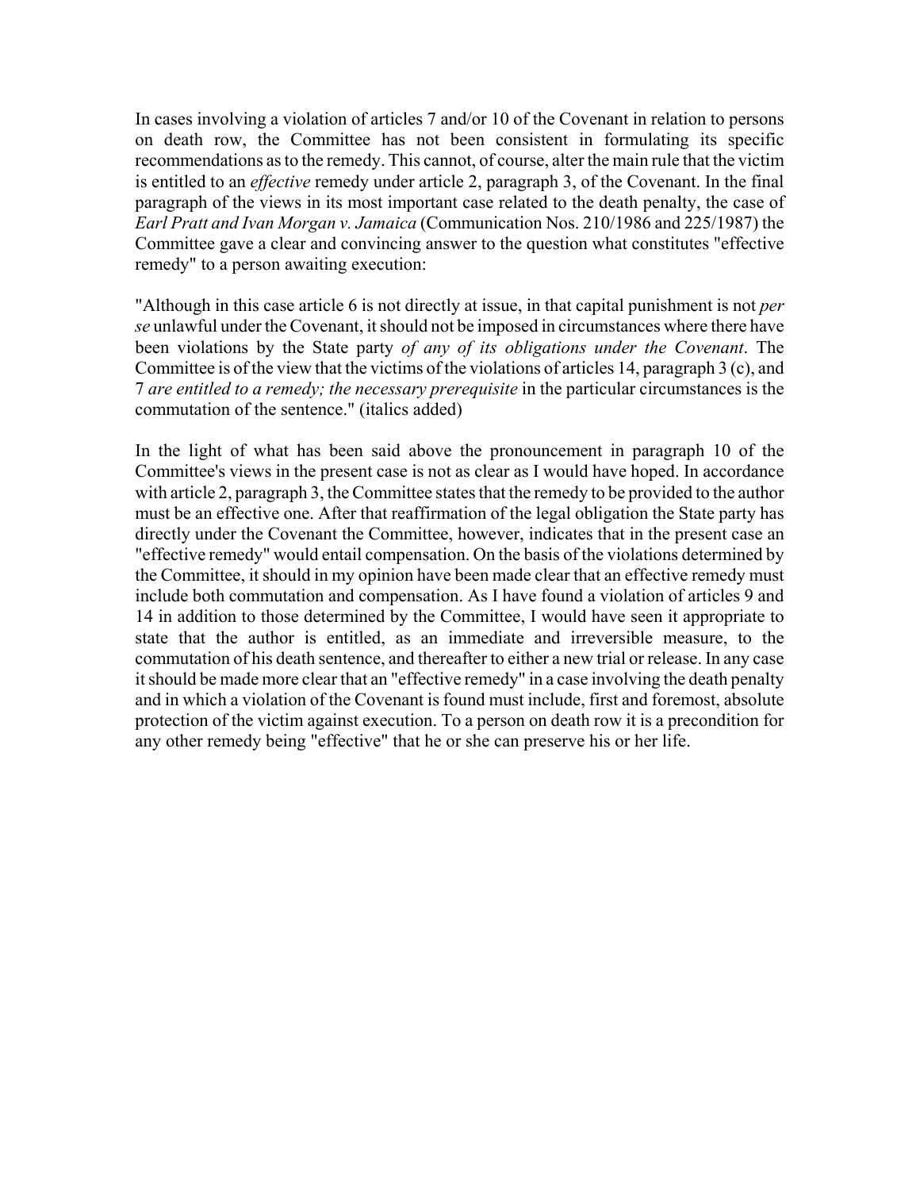In cases involving a violation of articles 7 and/or 10 of the Covenant in relation to persons on death row, the Committee has not been consistent in formulating its specific recommendations as to the remedy. This cannot, of course, alter the main rule that the victim is entitled to an *effective* remedy under article 2, paragraph 3, of the Covenant. In the final paragraph of the views in its most important case related to the death penalty, the case of *Earl Pratt and Ivan Morgan v. Jamaica* (Communication Nos. 210/1986 and 225/1987) the Committee gave a clear and convincing answer to the question what constitutes "effective remedy" to a person awaiting execution:

"Although in this case article 6 is not directly at issue, in that capital punishment is not *per se* unlawful under the Covenant, it should not be imposed in circumstances where there have been violations by the State party *of any of its obligations under the Covenant*. The Committee is of the view that the victims of the violations of articles 14, paragraph 3 (c), and 7 *are entitled to a remedy; the necessary prerequisite* in the particular circumstances is the commutation of the sentence." (italics added)

In the light of what has been said above the pronouncement in paragraph 10 of the Committee's views in the present case is not as clear as I would have hoped. In accordance with article 2, paragraph 3, the Committee states that the remedy to be provided to the author must be an effective one. After that reaffirmation of the legal obligation the State party has directly under the Covenant the Committee, however, indicates that in the present case an "effective remedy" would entail compensation. On the basis of the violations determined by the Committee, it should in my opinion have been made clear that an effective remedy must include both commutation and compensation. As I have found a violation of articles 9 and 14 in addition to those determined by the Committee, I would have seen it appropriate to state that the author is entitled, as an immediate and irreversible measure, to the commutation of his death sentence, and thereafter to either a new trial or release. In any case it should be made more clear that an "effective remedy" in a case involving the death penalty and in which a violation of the Covenant is found must include, first and foremost, absolute protection of the victim against execution. To a person on death row it is a precondition for any other remedy being "effective" that he or she can preserve his or her life.